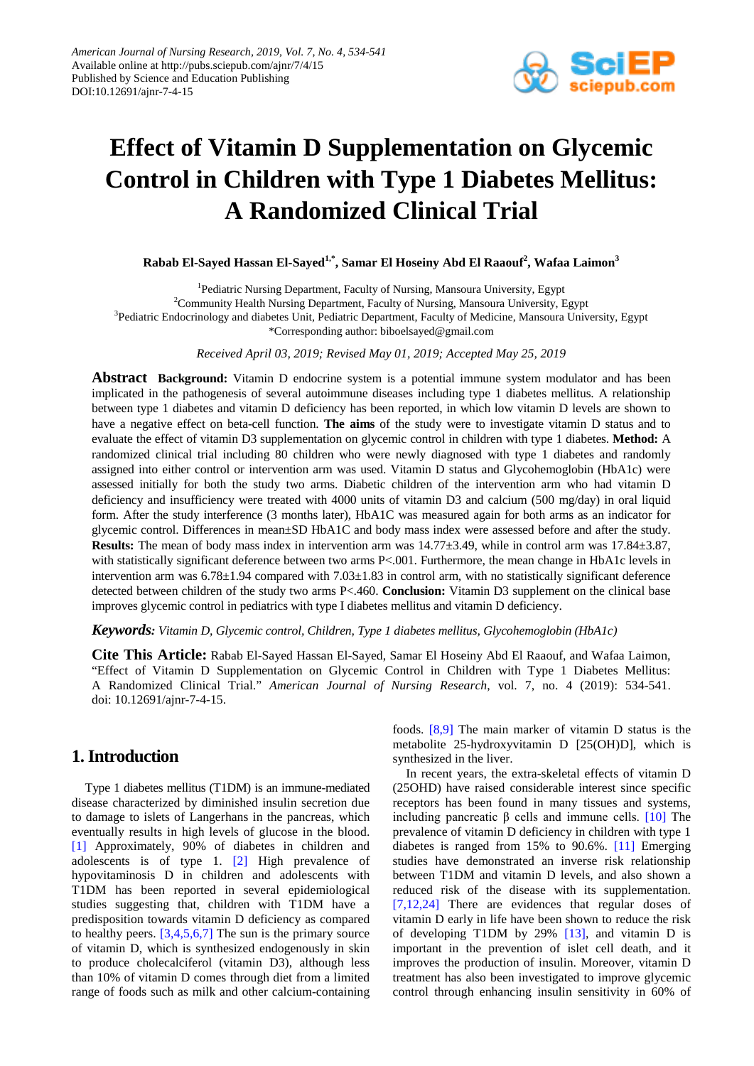American Journal of Nursing Research, 2019, Vol. 7, No. 4, 534-541
Available online at http://pubs.sciepub.com/ajnr/7/4/15
Published by Science and Education Publishing
DOI:10.12691/ajnr-7-4-15

# Effect of Vitamin D Supplementation on Glycemic Control in Children with Type 1 Diabetes Mellitus: A Randomized Clinical Trial

**Rabab El-Sayed Hassan El-Sayed[1,*], Samar El Hoseiny Abd El Raaouf[2], Wafaa Laimon[3]**

[1]Pediatric Nursing Department, Faculty of Nursing, Mansoura University, Egypt
[2]Community Health Nursing Department, Faculty of Nursing, Mansoura University, Egypt
[3]Pediatric Endocrinology and diabetes Unit, Pediatric Department, Faculty of Medicine, Mansoura University, Egypt
*Corresponding author: biboelsayed@gmail.com

*Received April 03, 2019; Revised May 01, 2019; Accepted May 25, 2019*

**Abstract** **Background:** Vitamin D endocrine system is a potential immune system modulator and has been implicated in the pathogenesis of several autoimmune diseases including type 1 diabetes mellitus. A relationship between type 1 diabetes and vitamin D deficiency has been reported, in which low vitamin D levels are shown to have a negative effect on beta-cell function. **The aims** of the study were to investigate vitamin D status and to evaluate the effect of vitamin D3 supplementation on glycemic control in children with type 1 diabetes. **Method:** A randomized clinical trial including 80 children who were newly diagnosed with type 1 diabetes and randomly assigned into either control or intervention arm was used. Vitamin D status and Glycohemoglobin (HbA1c) were assessed initially for both the study two arms. Diabetic children of the intervention arm who had vitamin D deficiency and insufficiency were treated with 4000 units of vitamin D3 and calcium (500 mg/day) in oral liquid form. After the study interference (3 months later), HbA1C was measured again for both arms as an indicator for glycemic control. Differences in mean±SD HbA1C and body mass index were assessed before and after the study. **Results:** The mean of body mass index in intervention arm was 14.77±3.49, while in control arm was 17.84±3.87, with statistically significant deference between two arms P<.001. Furthermore, the mean change in HbA1c levels in intervention arm was 6.78±1.94 compared with 7.03±1.83 in control arm, with no statistically significant deference detected between children of the study two arms P<.460. **Conclusion:** Vitamin D3 supplement on the clinical base improves glycemic control in pediatrics with type I diabetes mellitus and vitamin D deficiency.

***Keywords:*** *Vitamin D, Glycemic control, Children, Type 1 diabetes mellitus, Glycohemoglobin (HbA1c)*

**Cite This Article:** Rabab El-Sayed Hassan El-Sayed, Samar El Hoseiny Abd El Raaouf, and Wafaa Laimon, "Effect of Vitamin D Supplementation on Glycemic Control in Children with Type 1 Diabetes Mellitus: A Randomized Clinical Trial." *American Journal of Nursing Research*, vol. 7, no. 4 (2019): 534-541. doi: 10.12691/ajnr-7-4-15.

## 1. Introduction

Type 1 diabetes mellitus (T1DM) is an immune-mediated disease characterized by diminished insulin secretion due to damage to islets of Langerhans in the pancreas, which eventually results in high levels of glucose in the blood. [1] Approximately, 90% of diabetes in children and adolescents is of type 1. [2] High prevalence of hypovitaminosis D in children and adolescents with T1DM has been reported in several epidemiological studies suggesting that, children with T1DM have a predisposition towards vitamin D deficiency as compared to healthy peers. [3,4,5,6,7] The sun is the primary source of vitamin D, which is synthesized endogenously in skin to produce cholecalciferol (vitamin D3), although less than 10% of vitamin D comes through diet from a limited range of foods such as milk and other calcium-containing foods. [8,9] The main marker of vitamin D status is the metabolite 25-hydroxyvitamin D [25(OH)D], which is synthesized in the liver.

In recent years, the extra-skeletal effects of vitamin D (25OHD) have raised considerable interest since specific receptors has been found in many tissues and systems, including pancreatic β cells and immune cells. [10] The prevalence of vitamin D deficiency in children with type 1 diabetes is ranged from 15% to 90.6%. [11] Emerging studies have demonstrated an inverse risk relationship between T1DM and vitamin D levels, and also shown a reduced risk of the disease with its supplementation. [7,12,24] There are evidences that regular doses of vitamin D early in life have been shown to reduce the risk of developing T1DM by 29% [13], and vitamin D is important in the prevention of islet cell death, and it improves the production of insulin. Moreover, vitamin D treatment has also been investigated to improve glycemic control through enhancing insulin sensitivity in 60% of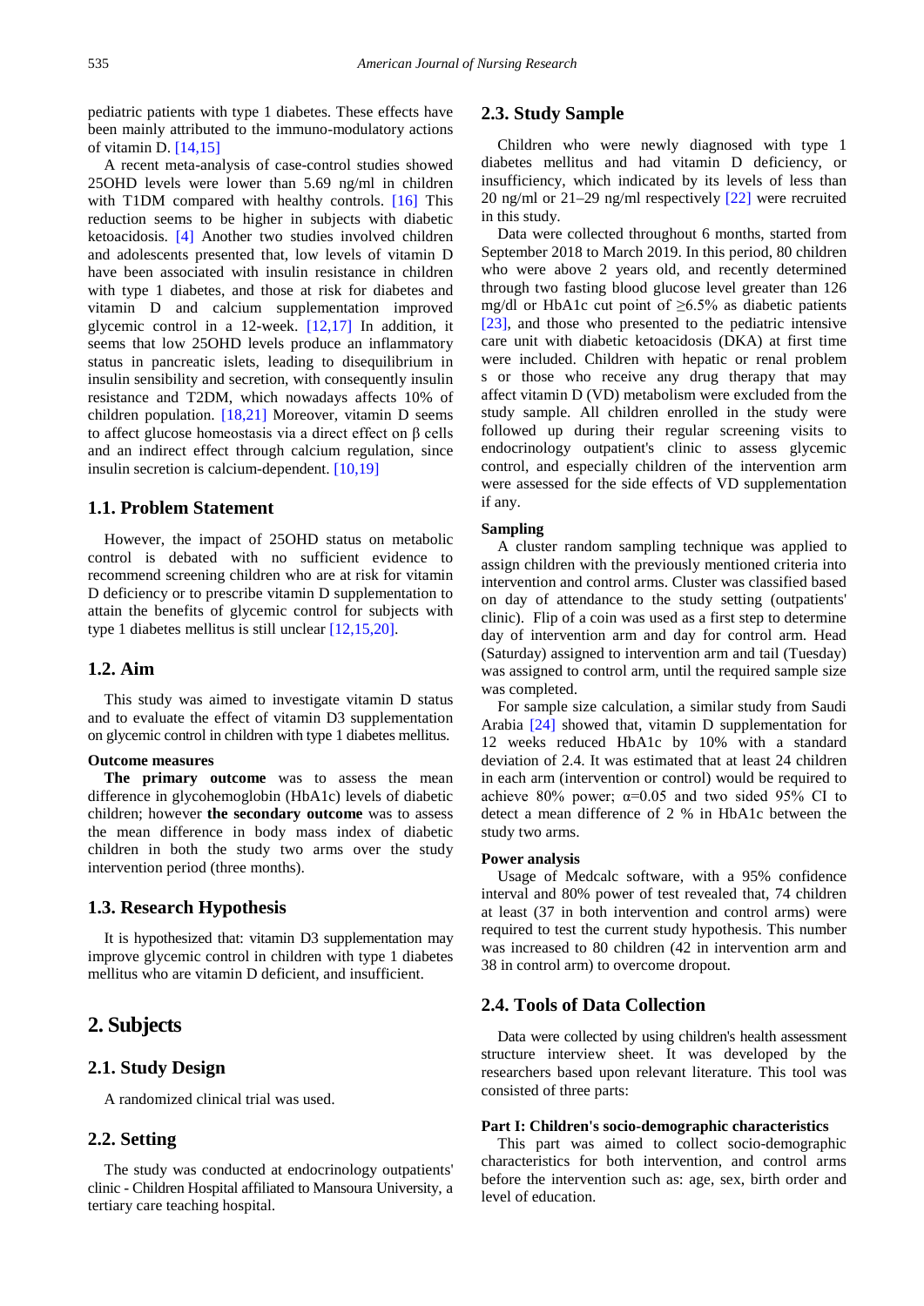pediatric patients with type 1 diabetes. These effects have been mainly attributed to the immuno-modulatory actions of vitamin D. [14,15]

A recent meta-analysis of case-control studies showed 25OHD levels were lower than 5.69 ng/ml in children with T1DM compared with healthy controls. [16] This reduction seems to be higher in subjects with diabetic ketoacidosis. [4] Another two studies involved children and adolescents presented that, low levels of vitamin D have been associated with insulin resistance in children with type 1 diabetes, and those at risk for diabetes and vitamin D and calcium supplementation improved glycemic control in a 12-week. [12,17] In addition, it seems that low 25OHD levels produce an inflammatory status in pancreatic islets, leading to disequilibrium in insulin sensibility and secretion, with consequently insulin resistance and T2DM, which nowadays affects 10% of children population. [18,21] Moreover, vitamin D seems to affect glucose homeostasis via a direct effect on β cells and an indirect effect through calcium regulation, since insulin secretion is calcium-dependent. [10,19]

## 1.1. Problem Statement

However, the impact of 25OHD status on metabolic control is debated with no sufficient evidence to recommend screening children who are at risk for vitamin D deficiency or to prescribe vitamin D supplementation to attain the benefits of glycemic control for subjects with type 1 diabetes mellitus is still unclear [12,15,20].

## 1.2. Aim

This study was aimed to investigate vitamin D status and to evaluate the effect of vitamin D3 supplementation on glycemic control in children with type 1 diabetes mellitus.

**Outcome measures**

**The primary outcome** was to assess the mean difference in glycohemoglobin (HbA1c) levels of diabetic children; however **the secondary outcome** was to assess the mean difference in body mass index of diabetic children in both the study two arms over the study intervention period (three months).

## 1.3. Research Hypothesis

It is hypothesized that: vitamin D3 supplementation may improve glycemic control in children with type 1 diabetes mellitus who are vitamin D deficient, and insufficient.

# 2. Subjects

## 2.1. Study Design

A randomized clinical trial was used.

## 2.2. Setting

The study was conducted at endocrinology outpatients' clinic - Children Hospital affiliated to Mansoura University, a tertiary care teaching hospital.

## 2.3. Study Sample

Children who were newly diagnosed with type 1 diabetes mellitus and had vitamin D deficiency, or insufficiency, which indicated by its levels of less than 20 ng/ml or 21–29 ng/ml respectively [22] were recruited in this study.

Data were collected throughout 6 months, started from September 2018 to March 2019. In this period, 80 children who were above 2 years old, and recently determined through two fasting blood glucose level greater than 126 mg/dl or HbA1c cut point of ≥6.5% as diabetic patients [23], and those who presented to the pediatric intensive care unit with diabetic ketoacidosis (DKA) at first time were included. Children with hepatic or renal problem s or those who receive any drug therapy that may affect vitamin D (VD) metabolism were excluded from the study sample. All children enrolled in the study were followed up during their regular screening visits to endocrinology outpatient's clinic to assess glycemic control, and especially children of the intervention arm were assessed for the side effects of VD supplementation if any.

**Sampling**

A cluster random sampling technique was applied to assign children with the previously mentioned criteria into intervention and control arms. Cluster was classified based on day of attendance to the study setting (outpatients' clinic). Flip of a coin was used as a first step to determine day of intervention arm and day for control arm. Head (Saturday) assigned to intervention arm and tail (Tuesday) was assigned to control arm, until the required sample size was completed.

For sample size calculation, a similar study from Saudi Arabia [24] showed that, vitamin D supplementation for 12 weeks reduced HbA1c by 10% with a standard deviation of 2.4. It was estimated that at least 24 children in each arm (intervention or control) would be required to achieve 80% power; α=0.05 and two sided 95% CI to detect a mean difference of 2 % in HbA1c between the study two arms.

**Power analysis**

Usage of Medcalc software, with a 95% confidence interval and 80% power of test revealed that, 74 children at least (37 in both intervention and control arms) were required to test the current study hypothesis. This number was increased to 80 children (42 in intervention arm and 38 in control arm) to overcome dropout.

## 2.4. Tools of Data Collection

Data were collected by using children's health assessment structure interview sheet. It was developed by the researchers based upon relevant literature. This tool was consisted of three parts:

**Part I: Children's socio-demographic characteristics**

This part was aimed to collect socio-demographic characteristics for both intervention, and control arms before the intervention such as: age, sex, birth order and level of education.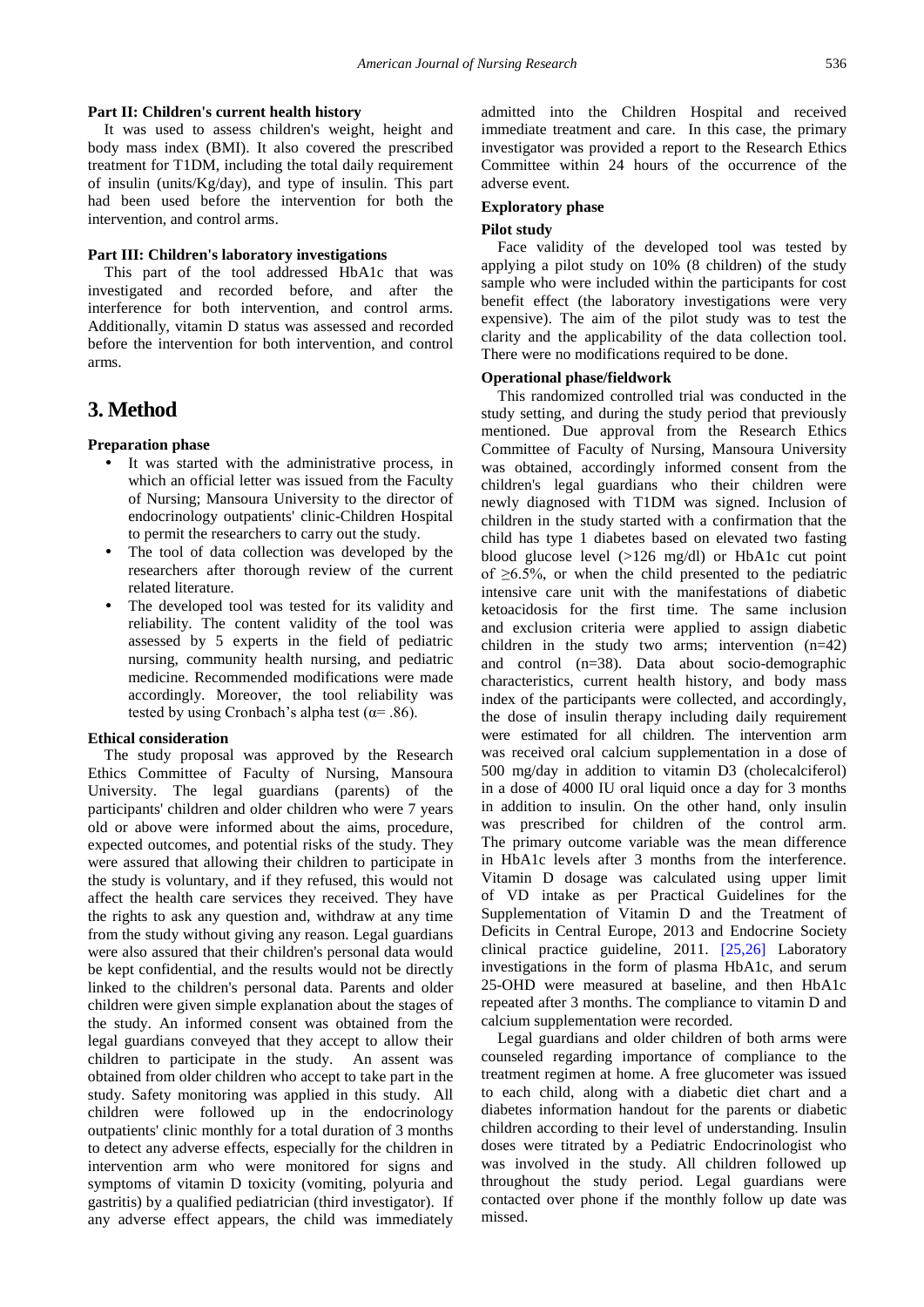**Part II: Children's current health history**

It was used to assess children's weight, height and body mass index (BMI). It also covered the prescribed treatment for T1DM, including the total daily requirement of insulin (units/Kg/day), and type of insulin. This part had been used before the intervention for both the intervention, and control arms.

**Part III: Children's laboratory investigations**

This part of the tool addressed HbA1c that was investigated and recorded before, and after the interference for both intervention, and control arms. Additionally, vitamin D status was assessed and recorded before the intervention for both intervention, and control arms.

## 3. Method

**Preparation phase**

- It was started with the administrative process, in which an official letter was issued from the Faculty of Nursing; Mansoura University to the director of endocrinology outpatients' clinic-Children Hospital to permit the researchers to carry out the study.
- The tool of data collection was developed by the researchers after thorough review of the current related literature.
- The developed tool was tested for its validity and reliability. The content validity of the tool was assessed by 5 experts in the field of pediatric nursing, community health nursing, and pediatric medicine. Recommended modifications were made accordingly. Moreover, the tool reliability was tested by using Cronbach's alpha test ($\alpha$= .86).

**Ethical consideration**

The study proposal was approved by the Research Ethics Committee of Faculty of Nursing, Mansoura University. The legal guardians (parents) of the participants' children and older children who were 7 years old or above were informed about the aims, procedure, expected outcomes, and potential risks of the study. They were assured that allowing their children to participate in the study is voluntary, and if they refused, this would not affect the health care services they received. They have the rights to ask any question and, withdraw at any time from the study without giving any reason. Legal guardians were also assured that their children's personal data would be kept confidential, and the results would not be directly linked to the children's personal data. Parents and older children were given simple explanation about the stages of the study. An informed consent was obtained from the legal guardians conveyed that they accept to allow their children to participate in the study. An assent was obtained from older children who accept to take part in the study. Safety monitoring was applied in this study. All children were followed up in the endocrinology outpatients' clinic monthly for a total duration of 3 months to detect any adverse effects, especially for the children in intervention arm who were monitored for signs and symptoms of vitamin D toxicity (vomiting, polyuria and gastritis) by a qualified pediatrician (third investigator). If any adverse effect appears, the child was immediately admitted into the Children Hospital and received immediate treatment and care. In this case, the primary investigator was provided a report to the Research Ethics Committee within 24 hours of the occurrence of the adverse event.

**Exploratory phase**

**Pilot study**

Face validity of the developed tool was tested by applying a pilot study on 10% (8 children) of the study sample who were included within the participants for cost benefit effect (the laboratory investigations were very expensive). The aim of the pilot study was to test the clarity and the applicability of the data collection tool. There were no modifications required to be done.

**Operational phase/fieldwork**

This randomized controlled trial was conducted in the study setting, and during the study period that previously mentioned. Due approval from the Research Ethics Committee of Faculty of Nursing, Mansoura University was obtained, accordingly informed consent from the children's legal guardians who their children were newly diagnosed with T1DM was signed. Inclusion of children in the study started with a confirmation that the child has type 1 diabetes based on elevated two fasting blood glucose level (>126 mg/dl) or HbA1c cut point of ≥6.5%, or when the child presented to the pediatric intensive care unit with the manifestations of diabetic ketoacidosis for the first time. The same inclusion and exclusion criteria were applied to assign diabetic children in the study two arms; intervention (n=42) and control (n=38). Data about socio-demographic characteristics, current health history, and body mass index of the participants were collected, and accordingly, the dose of insulin therapy including daily requirement were estimated for all children. The intervention arm was received oral calcium supplementation in a dose of 500 mg/day in addition to vitamin D3 (cholecalciferol) in a dose of 4000 IU oral liquid once a day for 3 months in addition to insulin. On the other hand, only insulin was prescribed for children of the control arm. The primary outcome variable was the mean difference in HbA1c levels after 3 months from the interference. Vitamin D dosage was calculated using upper limit of VD intake as per Practical Guidelines for the Supplementation of Vitamin D and the Treatment of Deficits in Central Europe, 2013 and Endocrine Society clinical practice guideline, 2011. [25,26] Laboratory investigations in the form of plasma HbA1c, and serum 25-OHD were measured at baseline, and then HbA1c repeated after 3 months. The compliance to vitamin D and calcium supplementation were recorded.

Legal guardians and older children of both arms were counseled regarding importance of compliance to the treatment regimen at home. A free glucometer was issued to each child, along with a diabetic diet chart and a diabetes information handout for the parents or diabetic children according to their level of understanding. Insulin doses were titrated by a Pediatric Endocrinologist who was involved in the study. All children followed up throughout the study period. Legal guardians were contacted over phone if the monthly follow up date was missed.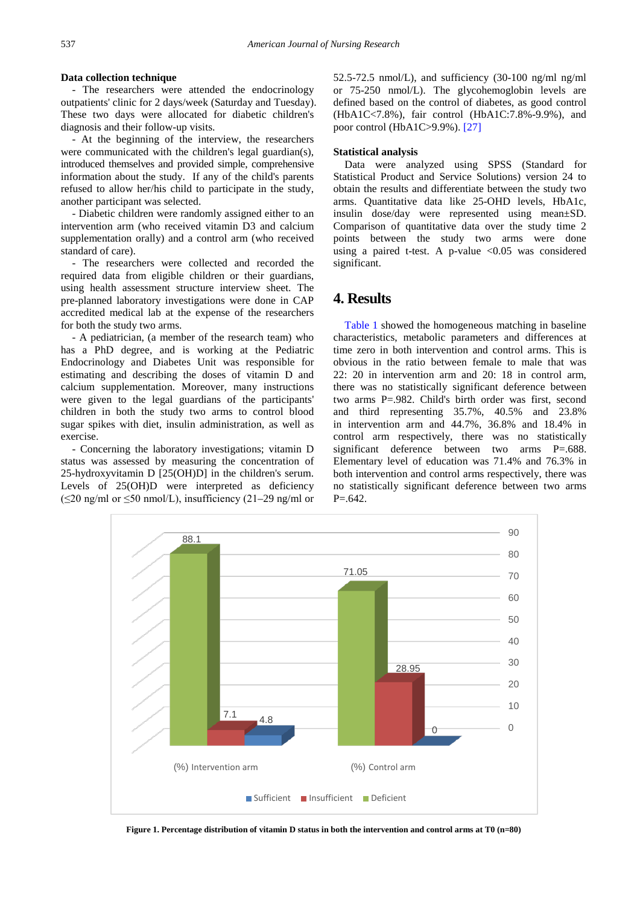### Data collection technique

- The researchers were attended the endocrinology outpatients' clinic for 2 days/week (Saturday and Tuesday). These two days were allocated for diabetic children's diagnosis and their follow-up visits.

- At the beginning of the interview, the researchers were communicated with the children's legal guardian(s), introduced themselves and provided simple, comprehensive information about the study. If any of the child's parents refused to allow her/his child to participate in the study, another participant was selected.

- Diabetic children were randomly assigned either to an intervention arm (who received vitamin D3 and calcium supplementation orally) and a control arm (who received standard of care).

- The researchers were collected and recorded the required data from eligible children or their guardians, using health assessment structure interview sheet. The pre-planned laboratory investigations were done in CAP accredited medical lab at the expense of the researchers for both the study two arms.

- A pediatrician, (a member of the research team) who has a PhD degree, and is working at the Pediatric Endocrinology and Diabetes Unit was responsible for estimating and describing the doses of vitamin D and calcium supplementation. Moreover, many instructions were given to the legal guardians of the participants' children in both the study two arms to control blood sugar spikes with diet, insulin administration, as well as exercise.

- Concerning the laboratory investigations; vitamin D status was assessed by measuring the concentration of 25-hydroxyvitamin D [25(OH)D] in the children's serum. Levels of 25(OH)D were interpreted as deficiency (≤20 ng/ml or ≤50 nmol/L), insufficiency (21–29 ng/ml or 52.5-72.5 nmol/L), and sufficiency (30-100 ng/ml ng/ml or 75-250 nmol/L). The glycohemoglobin levels are defined based on the control of diabetes, as good control (HbA1C<7.8%), fair control (HbA1C:7.8%-9.9%), and poor control (HbA1C>9.9%). [27]

### Statistical analysis

Data were analyzed using SPSS (Standard for Statistical Product and Service Solutions) version 24 to obtain the results and differentiate between the study two arms. Quantitative data like 25-OHD levels, HbA1c, insulin dose/day were represented using mean±SD. Comparison of quantitative data over the study time 2 points between the study two arms were done using a paired t-test. A p-value <0.05 was considered significant.

## 4. Results

Table 1 showed the homogeneous matching in baseline characteristics, metabolic parameters and differences at time zero in both intervention and control arms. This is obvious in the ratio between female to male that was 22: 20 in intervention arm and 20: 18 in control arm, there was no statistically significant deference between two arms P=.982. Child's birth order was first, second and third representing 35.7%, 40.5% and 23.8% in intervention arm and 44.7%, 36.8% and 18.4% in control arm respectively, there was no statistically significant deference between two arms P=.688. Elementary level of education was 71.4% and 76.3% in both intervention and control arms respectively, there was no statistically significant deference between two arms P=.642.

**Figure 1. Percentage distribution of vitamin D status in both the intervention and control arms at T0 (n=80)**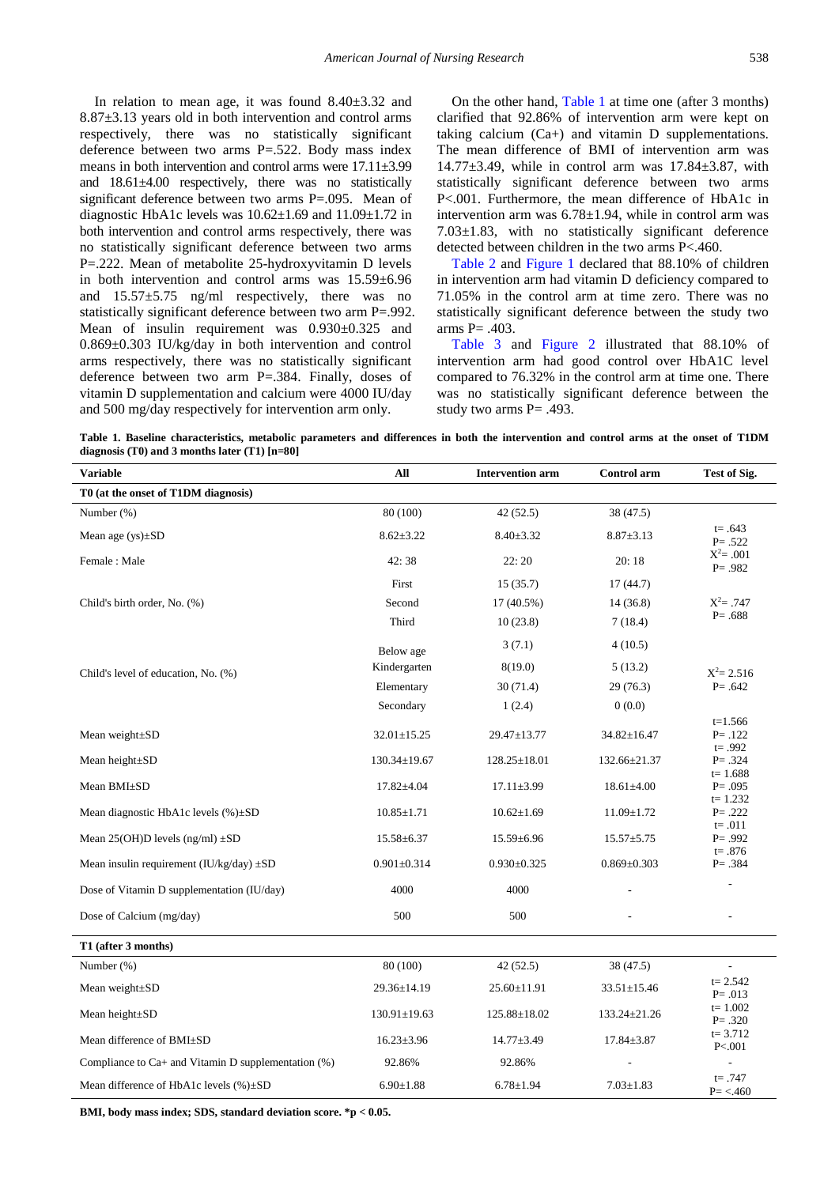In relation to mean age, it was found 8.40±3.32 and 8.87±3.13 years old in both intervention and control arms respectively, there was no statistically significant deference between two arms P=.522. Body mass index means in both intervention and control arms were 17.11±3.99 and 18.61±4.00 respectively, there was no statistically significant deference between two arms P=.095. Mean of diagnostic HbA1c levels was 10.62±1.69 and 11.09±1.72 in both intervention and control arms respectively, there was no statistically significant deference between two arms P=.222. Mean of metabolite 25-hydroxyvitamin D levels in both intervention and control arms was 15.59±6.96 and 15.57±5.75 ng/ml respectively, there was no statistically significant deference between two arm P=.992. Mean of insulin requirement was 0.930±0.325 and 0.869±0.303 IU/kg/day in both intervention and control arms respectively, there was no statistically significant deference between two arm P=.384. Finally, doses of vitamin D supplementation and calcium were 4000 IU/day and 500 mg/day respectively for intervention arm only.

On the other hand, Table 1 at time one (after 3 months) clarified that 92.86% of intervention arm were kept on taking calcium (Ca+) and vitamin D supplementations. The mean difference of BMI of intervention arm was 14.77±3.49, while in control arm was 17.84±3.87, with statistically significant deference between two arms P<.001. Furthermore, the mean difference of HbA1c in intervention arm was 6.78±1.94, while in control arm was 7.03±1.83, with no statistically significant deference detected between children in the two arms P<.460.

Table 2 and Figure 1 declared that 88.10% of children in intervention arm had vitamin D deficiency compared to 71.05% in the control arm at time zero. There was no statistically significant deference between the study two arms P= .403.

Table 3 and Figure 2 illustrated that 88.10% of intervention arm had good control over HbA1C level compared to 76.32% in the control arm at time one. There was no statistically significant deference between the study two arms P= .493.

**Table 1. Baseline characteristics, metabolic parameters and differences in both the intervention and control arms at the onset of T1DM diagnosis (T0) and 3 months later (T1) [n=80]**

| Variable | All | Intervention arm | Control arm | Test of Sig. |
|---|---|---|---|---|
| **T0 (at the onset of T1DM diagnosis)** | | | | |
| Number (%) | 80 (100) | 42 (52.5) | 38 (47.5) | |
| Mean age (ys)±SD | 8.62±3.22 | 8.40±3.32 | 8.87±3.13 | t= .643 P= .522 |
| Female : Male | 42: 38 | 22: 20 | 20: 18 | $X^2$= .001 P= .982 |
| Child's birth order, No. (%) | First | 15 (35.7) | 17 (44.7) | $X^2$= .747 P= .688 |
| | Second | 17 (40.5%) | 14 (36.8) | |
| | Third | 10 (23.8) | 7 (18.4) | |
| Child's level of education, No. (%) | Below age | 3 (7.1) | 4 (10.5) | $X^2$= 2.516 P= .642 |
| | Kindergarten | 8(19.0) | 5 (13.2) | |
| | Elementary | 30 (71.4) | 29 (76.3) | |
| | Secondary | 1 (2.4) | 0 (0.0) | |
| Mean weight±SD | 32.01±15.25 | 29.47±13.77 | 34.82±16.47 | t=1.566 P= .122 |
| Mean height±SD | 130.34±19.67 | 128.25±18.01 | 132.66±21.37 | t= .992 P= .324 |
| Mean BMI±SD | 17.82±4.04 | 17.11±3.99 | 18.61±4.00 | t= 1.688 P= .095 |
| Mean diagnostic HbA1c levels (%)±SD | 10.85±1.71 | 10.62±1.69 | 11.09±1.72 | t= 1.232 P= .222 |
| Mean 25(OH)D levels (ng/ml) ±SD | 15.58±6.37 | 15.59±6.96 | 15.57±5.75 | t= .011 P= .992 |
| Mean insulin requirement (IU/kg/day) ±SD | 0.901±0.314 | 0.930±0.325 | 0.869±0.303 | t= .876 P= .384 |
| Dose of Vitamin D supplementation (IU/day) | 4000 | 4000 | - | - |
| Dose of Calcium (mg/day) | 500 | 500 | - | - |
| **T1 (after 3 months)** | | | | |
| Number (%) | 80 (100) | 42 (52.5) | 38 (47.5) | - |
| Mean weight±SD | 29.36±14.19 | 25.60±11.91 | 33.51±15.46 | t= 2.542 P= .013 |
| Mean height±SD | 130.91±19.63 | 125.88±18.02 | 133.24±21.26 | t= 1.002 P= .320 |
| Mean difference of BMI±SD | 16.23±3.96 | 14.77±3.49 | 17.84±3.87 | t= 3.712 P<.001 |
| Compliance to Ca+ and Vitamin D supplementation (%) | 92.86% | 92.86% | - | - |
| Mean difference of HbA1c levels (%)±SD | 6.90±1.88 | 6.78±1.94 | 7.03±1.83 | t= .747 P= <.460 |

**BMI, body mass index; SDS, standard deviation score. *p < 0.05.**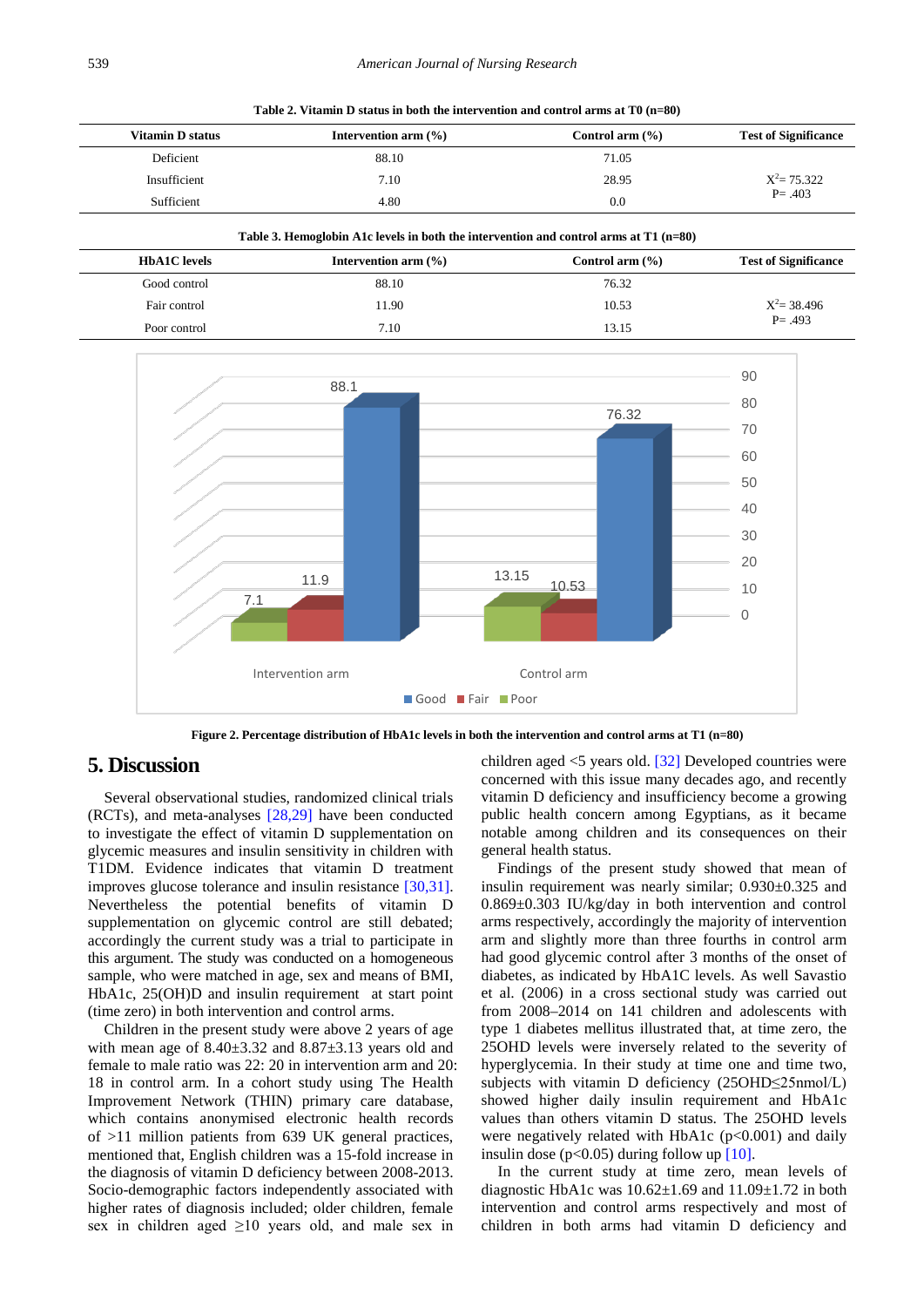**Table 2. Vitamin D status in both the intervention and control arms at T0 (n=80)**

| Vitamin D status | Intervention arm (%) | Control arm (%) | Test of Significance |
|---|---|---|---|
| Deficient | 88.10 | 71.05 | |
| Insufficient | 7.10 | 28.95 | $X^2$= 75.322 P= .403 |
| Sufficient | 4.80 | 0.0 | |

**Table 3. Hemoglobin A1c levels in both the intervention and control arms at T1 (n=80)**

| HbA1C levels | Intervention arm (%) | Control arm (%) | Test of Significance |
|---|---|---|---|
| Good control | 88.10 | 76.32 | |
| Fair control | 11.90 | 10.53 | $X^2$= 38.496 P= .493 |
| Poor control | 7.10 | 13.15 | |

**Figure 2. Percentage distribution of HbA1c levels in both the intervention and control arms at T1 (n=80)**

## 5. Discussion

Several observational studies, randomized clinical trials (RCTs), and meta-analyses [28,29] have been conducted to investigate the effect of vitamin D supplementation on glycemic measures and insulin sensitivity in children with T1DM. Evidence indicates that vitamin D treatment improves glucose tolerance and insulin resistance [30,31]. Nevertheless the potential benefits of vitamin D supplementation on glycemic control are still debated; accordingly the current study was a trial to participate in this argument. The study was conducted on a homogeneous sample, who were matched in age, sex and means of BMI, HbA1c, 25(OH)D and insulin requirement at start point (time zero) in both intervention and control arms.

Children in the present study were above 2 years of age with mean age of 8.40±3.32 and 8.87±3.13 years old and female to male ratio was 22: 20 in intervention arm and 20: 18 in control arm. In a cohort study using The Health Improvement Network (THIN) primary care database, which contains anonymised electronic health records of >11 million patients from 639 UK general practices, mentioned that, English children was a 15-fold increase in the diagnosis of vitamin D deficiency between 2008-2013. Socio-demographic factors independently associated with higher rates of diagnosis included; older children, female sex in children aged ≥10 years old, and male sex in children aged <5 years old. [32] Developed countries were concerned with this issue many decades ago, and recently vitamin D deficiency and insufficiency become a growing public health concern among Egyptians, as it became notable among children and its consequences on their general health status.

Findings of the present study showed that mean of insulin requirement was nearly similar; 0.930±0.325 and 0.869±0.303 IU/kg/day in both intervention and control arms respectively, accordingly the majority of intervention arm and slightly more than three fourths in control arm had good glycemic control after 3 months of the onset of diabetes, as indicated by HbA1C levels. As well Savastio et al. (2006) in a cross sectional study was carried out from 2008–2014 on 141 children and adolescents with type 1 diabetes mellitus illustrated that, at time zero, the 25OHD levels were inversely related to the severity of hyperglycemia. In their study at time one and time two, subjects with vitamin D deficiency (25OHD≤25nmol/L) showed higher daily insulin requirement and HbA1c values than others vitamin D status. The 25OHD levels were negatively related with HbA1c (p<0.001) and daily insulin dose (p<0.05) during follow up [10].

In the current study at time zero, mean levels of diagnostic HbA1c was 10.62±1.69 and 11.09±1.72 in both intervention and control arms respectively and most of children in both arms had vitamin D deficiency and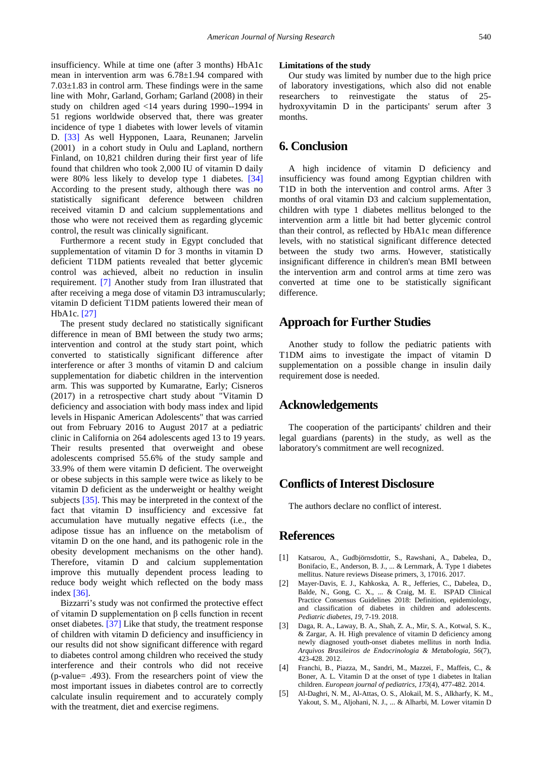insufficiency. While at time one (after 3 months) HbA1c mean in intervention arm was 6.78±1.94 compared with 7.03±1.83 in control arm. These findings were in the same line with Mohr, Garland, Gorham; Garland (2008) in their study on children aged <14 years during 1990--1994 in 51 regions worldwide observed that, there was greater incidence of type 1 diabetes with lower levels of vitamin D. [33] As well Hypponen, Laara, Reunanen; Jarvelin (2001) in a cohort study in Oulu and Lapland, northern Finland, on 10,821 children during their first year of life found that children who took 2,000 IU of vitamin D daily were 80% less likely to develop type 1 diabetes. [34] According to the present study, although there was no statistically significant deference between children received vitamin D and calcium supplementations and those who were not received them as regarding glycemic control, the result was clinically significant.

Furthermore a recent study in Egypt concluded that supplementation of vitamin D for 3 months in vitamin D deficient T1DM patients revealed that better glycemic control was achieved, albeit no reduction in insulin requirement. [7] Another study from Iran illustrated that after receiving a mega dose of vitamin D3 intramuscularly; vitamin D deficient T1DM patients lowered their mean of HbA1c. [27]

The present study declared no statistically significant difference in mean of BMI between the study two arms; intervention and control at the study start point, which converted to statistically significant difference after interference or after 3 months of vitamin D and calcium supplementation for diabetic children in the intervention arm. This was supported by Kumaratne, Early; Cisneros (2017) in a retrospective chart study about "Vitamin D deficiency and association with body mass index and lipid levels in Hispanic American Adolescents" that was carried out from February 2016 to August 2017 at a pediatric clinic in California on 264 adolescents aged 13 to 19 years. Their results presented that overweight and obese adolescents comprised 55.6% of the study sample and 33.9% of them were vitamin D deficient. The overweight or obese subjects in this sample were twice as likely to be vitamin D deficient as the underweight or healthy weight subjects [35]. This may be interpreted in the context of the fact that vitamin D insufficiency and excessive fat accumulation have mutually negative effects (i.e., the adipose tissue has an influence on the metabolism of vitamin D on the one hand, and its pathogenic role in the obesity development mechanisms on the other hand). Therefore, vitamin D and calcium supplementation improve this mutually dependent process leading to reduce body weight which reflected on the body mass index [36].

Bizzarri's study was not confirmed the protective effect of vitamin D supplementation on β cells function in recent onset diabetes. [37] Like that study, the treatment response of children with vitamin D deficiency and insufficiency in our results did not show significant difference with regard to diabetes control among children who received the study interference and their controls who did not receive (p-value= .493). From the researchers point of view the most important issues in diabetes control are to correctly calculate insulin requirement and to accurately comply with the treatment, diet and exercise regimens.

**Limitations of the study**

Our study was limited by number due to the high price of laboratory investigations, which also did not enable researchers to reinvestigate the status of 25-hydroxyvitamin D in the participants' serum after 3 months.

## 6. Conclusion

A high incidence of vitamin D deficiency and insufficiency was found among Egyptian children with T1D in both the intervention and control arms. After 3 months of oral vitamin D3 and calcium supplementation, children with type 1 diabetes mellitus belonged to the intervention arm a little bit had better glycemic control than their control, as reflected by HbA1c mean difference levels, with no statistical significant difference detected between the study two arms. However, statistically insignificant difference in children's mean BMI between the intervention arm and control arms at time zero was converted at time one to be statistically significant difference.

## Approach for Further Studies

Another study to follow the pediatric patients with T1DM aims to investigate the impact of vitamin D supplementation on a possible change in insulin daily requirement dose is needed.

## Acknowledgements

The cooperation of the participants' children and their legal guardians (parents) in the study, as well as the laboratory's commitment are well recognized.

## Conflicts of Interest Disclosure

The authors declare no conflict of interest.

## References

[1] Katsarou, A., Gudbjörnsdottir, S., Rawshani, A., Dabelea, D., Bonifacio, E., Anderson, B. J., ... & Lernmark, Å. Type 1 diabetes mellitus. Nature reviews Disease primers, 3, 17016. 2017.

[2] Mayer-Davis, E. J., Kahkoska, A. R., Jefferies, C., Dabelea, D., Balde, N., Gong, C. X., ... & Craig, M. E. ISPAD Clinical Practice Consensus Guidelines 2018: Definition, epidemiology, and classification of diabetes in children and adolescents. *Pediatric diabetes*, *19*, 7-19. 2018.

[3] Daga, R. A., Laway, B. A., Shah, Z. A., Mir, S. A., Kotwal, S. K., & Zargar, A. H. High prevalence of vitamin D deficiency among newly diagnosed youth-onset diabetes mellitus in north India. *Arquivos Brasileiros de Endocrinologia & Metabologia*, *56*(7), 423-428. 2012.

[4] Franchi, B., Piazza, M., Sandri, M., Mazzei, F., Maffeis, C., & Boner, A. L. Vitamin D at the onset of type 1 diabetes in Italian children. *European journal of pediatrics*, *173*(4), 477-482. 2014.

[5] Al-Daghri, N. M., Al-Attas, O. S., Alokail, M. S., Alkharfy, K. M., Yakout, S. M., Aljohani, N. J., ... & Alharbi, M. Lower vitamin D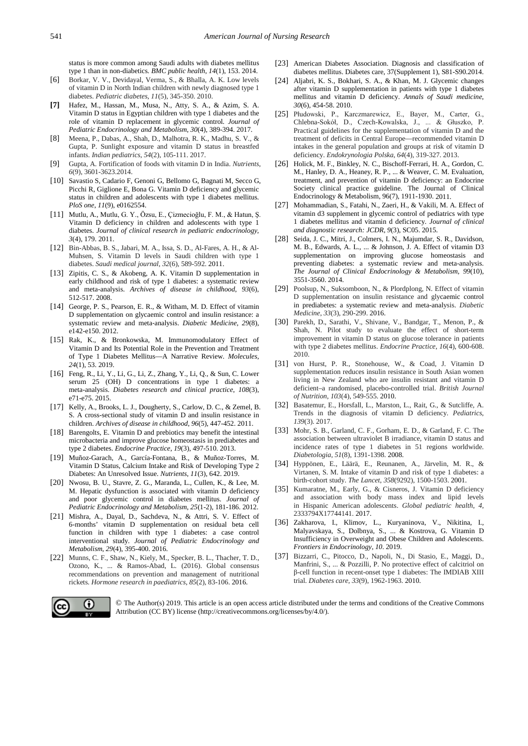status is more common among Saudi adults with diabetes mellitus type 1 than in non-diabetics. *BMC public health*, *14*(1), 153. 2014.

[6] Borkar, V. V., Devidayal, Verma, S., & Bhalla, A. K. Low levels of vitamin D in North Indian children with newly diagnosed type 1 diabetes. *Pediatric diabetes*, *11*(5), 345-350. 2010.

**[7]** Hafez, M., Hassan, M., Musa, N., Atty, S. A., & Azim, S. A. Vitamin D status in Egyptian children with type 1 diabetes and the role of vitamin D replacement in glycemic control. *Journal of Pediatric Endocrinology and Metabolism*, *30*(4), 389-394. 2017.

[8] Meena, P., Dabas, A., Shah, D., Malhotra, R. K., Madhu, S. V., & Gupta, P. Sunlight exposure and vitamin D status in breastfed infants. *Indian pediatrics*, *54*(2), 105-111. 2017.

[9] Gupta, A. Fortification of foods with vitamin D in India. *Nutrients*, *6*(9), 3601-3623.2014.

[10] Savastio S, Cadario F, Genoni G, Bellomo G, Bagnati M, Secco G, Picchi R, Giglione E, Bona G. Vitamin D deficiency and glycemic status in children and adolescents with type 1 diabetes mellitus. *PloS one*, *11*(9), e0162554.

[11] Mutlu, A., Mutlu, G. Y., Özsu, E., Çizmecioğlu, F. M., & Hatun, Ş. Vitamin D deficiency in children and adolescents with type 1 diabetes. *Journal of clinical research in pediatric endocrinology*, *3*(4), 179. 2011.

[12] Bin-Abbas, B. S., Jabari, M. A., Issa, S. D., Al-Fares, A. H., & Al-Muhsen, S. Vitamin D levels in Saudi children with type 1 diabetes. *Saudi medical journal*, *32*(6), 589-592. 2011.

[13] Zipitis, C. S., & Akobeng, A. K. Vitamin D supplementation in early childhood and risk of type 1 diabetes: a systematic review and meta-analysis. *Archives of disease in childhood*, *93*(6), 512-517. 2008.

[14] George, P. S., Pearson, E. R., & Witham, M. D. Effect of vitamin D supplementation on glycaemic control and insulin resistance: a systematic review and meta-analysis. *Diabetic Medicine*, *29*(8), e142-e150. 2012.

[15] Rak, K., & Bronkowska, M. Immunomodulatory Effect of Vitamin D and Its Potential Role in the Prevention and Treatment of Type 1 Diabetes Mellitus—A Narrative Review. *Molecules*, *24*(1), 53. 2019.

[16] Feng, R., Li, Y., Li, G., Li, Z., Zhang, Y., Li, Q., & Sun, C. Lower serum 25 (OH) D concentrations in type 1 diabetes: a meta-analysis. *Diabetes research and clinical practice*, *108*(3), e71-e75. 2015.

[17] Kelly, A., Brooks, L. J., Dougherty, S., Carlow, D. C., & Zemel, B. S. A cross-sectional study of vitamin D and insulin resistance in children. *Archives of disease in childhood*, *96*(5), 447-452. 2011.

[18] Barengolts, E. Vitamin D and prebiotics may benefit the intestinal microbacteria and improve glucose homeostasis in prediabetes and type 2 diabetes. *Endocrine Practice*, *19*(3), 497-510. 2013.

[19] Muñoz-Garach, A., García-Fontana, B., & Muñoz-Torres, M. Vitamin D Status, Calcium Intake and Risk of Developing Type 2 Diabetes: An Unresolved Issue. *Nutrients*, *11*(3), 642. 2019.

[20] Nwosu, B. U., Stavre, Z. G., Maranda, L., Cullen, K., & Lee, M. M. Hepatic dysfunction is associated with vitamin D deficiency and poor glycemic control in diabetes mellitus. *Journal of Pediatric Endocrinology and Metabolism*, *25*(1-2), 181-186. 2012.

[21] Mishra, A., Dayal, D., Sachdeva, N., & Attri, S. V. Effect of 6-months' vitamin D supplementation on residual beta cell function in children with type 1 diabetes: a case control interventional study. *Journal of Pediatric Endocrinology and Metabolism*, *29*(4), 395-400. 2016.

[22] Munns, C. F., Shaw, N., Kiely, M., Specker, B. L., Thacher, T. D., Ozono, K., ... & Ramos-Abad, L. (2016). Global consensus recommendations on prevention and management of nutritional rickets. *Hormone research in paediatrics*, *85*(2), 83-106. 2016.

[23] American Diabetes Association. Diagnosis and classification of diabetes mellitus. Diabetes care, 37(Supplement 1), S81-S90.2014.

[24] Aljabri, K. S., Bokhari, S. A., & Khan, M. J. Glycemic changes after vitamin D supplementation in patients with type 1 diabetes mellitus and vitamin D deficiency. *Annals of Saudi medicine*, *30*(6), 454-58. 2010.

[25] Płudowski, P., Karczmarewicz, E., Bayer, M., Carter, G., Chlebna-Sokół, D., Czech-Kowalska, J., ... & Głuszko, P. Practical guidelines for the supplementation of vitamin D and the treatment of deficits in Central Europe—recommended vitamin D intakes in the general population and groups at risk of vitamin D deficiency. *Endokrynologia Polska*, *64*(4), 319-327. 2013.

[26] Holick, M. F., Binkley, N. C., Bischoff-Ferrari, H. A., Gordon, C. M., Hanley, D. A., Heaney, R. P., ... & Weaver, C. M. Evaluation, treatment, and prevention of vitamin D deficiency: an Endocrine Society clinical practice guideline. The Journal of Clinical Endocrinology & Metabolism, 96(7), 1911-1930. 2011.

[27] Mohammadian, S., Fatahi, N., Zaeri, H., & Vakili, M. A. Effect of vitamin d3 supplement in glycemic control of pediatrics with type 1 diabetes mellitus and vitamin d deficiency. *Journal of clinical and diagnostic research: JCDR*, *9*(3), SC05. 2015.

[28] Seida, J. C., Mitri, J., Colmers, I. N., Majumdar, S. R., Davidson, M. B., Edwards, A. L., ... & Johnson, J. A. Effect of vitamin D3 supplementation on improving glucose homeostasis and preventing diabetes: a systematic review and meta-analysis. *The Journal of Clinical Endocrinology & Metabolism*, *99*(10), 3551-3560. 2014.

[29] Poolsup, N., Suksomboon, N., & Plordplong, N. Effect of vitamin D supplementation on insulin resistance and glycaemic control in prediabetes: a systematic review and meta-analysis. *Diabetic Medicine*, *33*(3), 290-299. 2016.

[30] Parekh, D., Sarathi, V., Shivane, V., Bandgar, T., Menon, P., & Shah, N. Pilot study to evaluate the effect of short-term improvement in vitamin D status on glucose tolerance in patients with type 2 diabetes mellitus. *Endocrine Practice*, *16*(4), 600-608. 2010.

[31] von Hurst, P. R., Stonehouse, W., & Coad, J. Vitamin D supplementation reduces insulin resistance in South Asian women living in New Zealand who are insulin resistant and vitamin D deficient–a randomised, placebo-controlled trial. *British Journal of Nutrition*, *103*(4), 549-555. 2010.

[32] Basatemur, E., Horsfall, L., Marston, L., Rait, G., & Sutcliffe, A. Trends in the diagnosis of vitamin D deficiency. *Pediatrics*, *139*(3). 2017.

[33] Mohr, S. B., Garland, C. F., Gorham, E. D., & Garland, F. C. The association between ultraviolet B irradiance, vitamin D status and incidence rates of type 1 diabetes in 51 regions worldwide. *Diabetologia*, *51*(8), 1391-1398. 2008.

[34] Hyppönen, E., Läärä, E., Reunanen, A., Järvelin, M. R., & Virtanen, S. M. Intake of vitamin D and risk of type 1 diabetes: a birth-cohort study. *The Lancet*, *358*(9292), 1500-1503. 2001.

[35] Kumaratne, M., Early, G., & Cisneros, J. Vitamin D deficiency and association with body mass index and lipid levels in Hispanic American adolescents. *Global pediatric health*, *4*, 2333794X17744141. 2017.

[36] Zakharova, I., Klimov, L., Kuryaninova, V., Nikitina, I., Malyavskaya, S., Dolbnya, S., ... & Kostrova, G. Vitamin D Insufficiency in Overweight and Obese Children and Adolescents. *Frontiers in Endocrinology*, *10*. 2019.

[37] Bizzarri, C., Pitocco, D., Napoli, N., Di Stasio, E., Maggi, D., Manfrini, S., ... & Pozzilli, P. No protective effect of calcitriol on β-cell function in recent-onset type 1 diabetes: The IMDIAB XIII trial. *Diabetes care*, *33*(9), 1962-1963. 2010.

© The Author(s) 2019. This article is an open access article distributed under the terms and conditions of the Creative Commons Attribution (CC BY) license (http://creativecommons.org/licenses/by/4.0/).